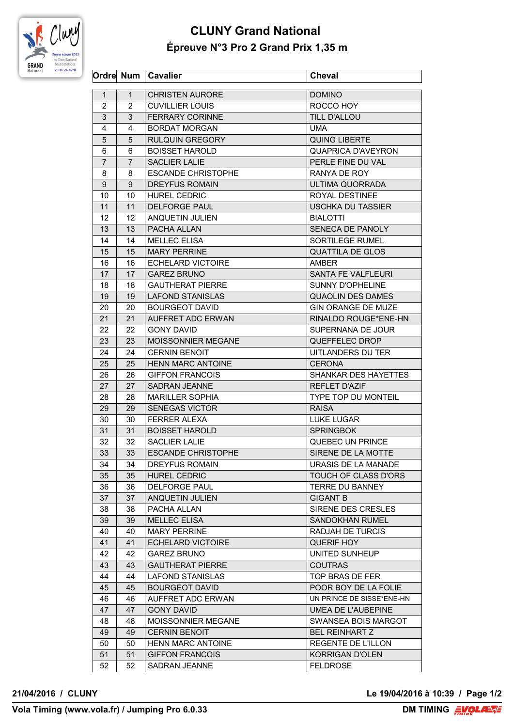# CLUNY Grand National

## Épreuve N°3 Pro 2 Grand Prix 1,35 m

| Ordre | Num | Cavalier | Cheval |
|---|---|---|---|
| 1 | 1 | CHRISTEN AURORE | DOMINO |
| 2 | 2 | CUVILLIER LOUIS | ROCCO HOY |
| 3 | 3 | FERRARY CORINNE | TILL D'ALLOU |
| 4 | 4 | BORDAT MORGAN | UMA |
| 5 | 5 | RULQUIN GREGORY | QUING LIBERTE |
| 6 | 6 | BOISSET HAROLD | QUAPRICA D'AVEYRON |
| 7 | 7 | SACLIER LALIE | PERLE FINE DU VAL |
| 8 | 8 | ESCANDE CHRISTOPHE | RANYA DE ROY |
| 9 | 9 | DREYFUS ROMAIN | ULTIMA QUORRADA |
| 10 | 10 | HUREL CEDRIC | ROYAL DESTINEE |
| 11 | 11 | DELFORGE PAUL | USCHKA DU TASSIER |
| 12 | 12 | ANQUETIN JULIEN | BIALOTTI |
| 13 | 13 | PACHA ALLAN | SENECA DE PANOLY |
| 14 | 14 | MELLEC ELISA | SORTILEGE RUMEL |
| 15 | 15 | MARY PERRINE | QUATTILA DE GLOS |
| 16 | 16 | ECHELARD VICTOIRE | AMBER |
| 17 | 17 | GAREZ BRUNO | SANTA FE VALFLEURI |
| 18 | 18 | GAUTHERAT PIERRE | SUNNY D'OPHELINE |
| 19 | 19 | LAFOND STANISLAS | QUAOLIN DES DAMES |
| 20 | 20 | BOURGEOT DAVID | GIN ORANGE DE MUZE |
| 21 | 21 | AUFFRET ADC ERWAN | RINALDO ROUGE*ENE-HN |
| 22 | 22 | GONY DAVID | SUPERNANA DE JOUR |
| 23 | 23 | MOISSONNIER MEGANE | QUEFFELEC DROP |
| 24 | 24 | CERNIN BENOIT | UITLANDERS DU TER |
| 25 | 25 | HENN MARC ANTOINE | CERONA |
| 26 | 26 | GIFFON FRANCOIS | SHANKAR DES HAYETTES |
| 27 | 27 | SADRAN JEANNE | REFLET D'AZIF |
| 28 | 28 | MARILLER SOPHIA | TYPE TOP DU MONTEIL |
| 29 | 29 | SENEGAS VICTOR | RAISA |
| 30 | 30 | FERRER ALEXA | LUKE LUGAR |
| 31 | 31 | BOISSET HAROLD | SPRINGBOK |
| 32 | 32 | SACLIER LALIE | QUEBEC UN PRINCE |
| 33 | 33 | ESCANDE CHRISTOPHE | SIRENE DE LA MOTTE |
| 34 | 34 | DREYFUS ROMAIN | URASIS DE LA MANADE |
| 35 | 35 | HUREL CEDRIC | TOUCH OF CLASS D'ORS |
| 36 | 36 | DELFORGE PAUL | TERRE DU BANNEY |
| 37 | 37 | ANQUETIN JULIEN | GIGANT B |
| 38 | 38 | PACHA ALLAN | SIRENE DES CRESLES |
| 39 | 39 | MELLEC ELISA | SANDOKHAN RUMEL |
| 40 | 40 | MARY PERRINE | RADJAH DE TURCIS |
| 41 | 41 | ECHELARD VICTOIRE | QUERIF HOY |
| 42 | 42 | GAREZ BRUNO | UNITED SUNHEUP |
| 43 | 43 | GAUTHERAT PIERRE | COUTRAS |
| 44 | 44 | LAFOND STANISLAS | TOP BRAS DE FER |
| 45 | 45 | BOURGEOT DAVID | POOR BOY DE LA FOLIE |
| 46 | 46 | AUFFRET ADC ERWAN | UN PRINCE DE SISSE*ENE-HN |
| 47 | 47 | GONY DAVID | UMEA DE L'AUBEPINE |
| 48 | 48 | MOISSONNIER MEGANE | SWANSEA BOIS MARGOT |
| 49 | 49 | CERNIN BENOIT | BEL REINHART Z |
| 50 | 50 | HENN MARC ANTOINE | REGENTE DE L'ILLON |
| 51 | 51 | GIFFON FRANCOIS | KORRIGAN D'OLEN |
| 52 | 52 | SADRAN JEANNE | FELDROSE |

**21/04/2016 / CLUNY** **Le 19/04/2016 à 10:39**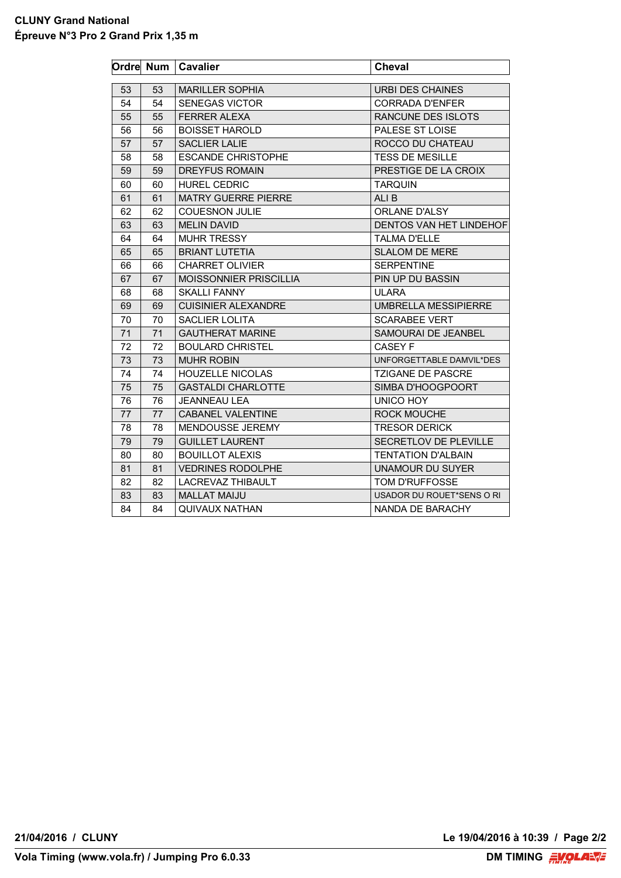**CLUNY Grand National**

**Épreuve N°3 Pro 2 Grand Prix 1,35 m**

| Ordre | Num | Cavalier | Cheval |
|---|---|---|---|
| 53 | 53 | MARILLER SOPHIA | URBI DES CHAINES |
| 54 | 54 | SENEGAS VICTOR | CORRADA D'ENFER |
| 55 | 55 | FERRER ALEXA | RANCUNE DES ISLOTS |
| 56 | 56 | BOISSET HAROLD | PALESE ST LOISE |
| 57 | 57 | SACLIER LALIE | ROCCO DU CHATEAU |
| 58 | 58 | ESCANDE CHRISTOPHE | TESS DE MESILLE |
| 59 | 59 | DREYFUS ROMAIN | PRESTIGE DE LA CROIX |
| 60 | 60 | HUREL CEDRIC | TARQUIN |
| 61 | 61 | MATRY GUERRE PIERRE | ALI B |
| 62 | 62 | COUESNON JULIE | ORLANE D'ALSY |
| 63 | 63 | MELIN DAVID | DENTOS VAN HET LINDEHOF |
| 64 | 64 | MUHR TRESSY | TALMA D'ELLE |
| 65 | 65 | BRIANT LUTETIA | SLALOM DE MERE |
| 66 | 66 | CHARRET OLIVIER | SERPENTINE |
| 67 | 67 | MOISSONNIER PRISCILLIA | PIN UP DU BASSIN |
| 68 | 68 | SKALLI FANNY | ULARA |
| 69 | 69 | CUISINIER ALEXANDRE | UMBRELLA MESSIPIERRE |
| 70 | 70 | SACLIER LOLITA | SCARABEE VERT |
| 71 | 71 | GAUTHERAT MARINE | SAMOURAI DE JEANBEL |
| 72 | 72 | BOULARD CHRISTEL | CASEY F |
| 73 | 73 | MUHR ROBIN | UNFORGETTABLE DAMVIL*DES |
| 74 | 74 | HOUZELLE NICOLAS | TZIGANE DE PASCRE |
| 75 | 75 | GASTALDI CHARLOTTE | SIMBA D'HOOGPOORT |
| 76 | 76 | JEANNEAU LEA | UNICO HOY |
| 77 | 77 | CABANEL VALENTINE | ROCK MOUCHE |
| 78 | 78 | MENDOUSSE JEREMY | TRESOR DERICK |
| 79 | 79 | GUILLET LAURENT | SECRETLOV DE PLEVILLE |
| 80 | 80 | BOUILLOT ALEXIS | TENTATION D'ALBAIN |
| 81 | 81 | VEDRINES RODOLPHE | UNAMOUR DU SUYER |
| 82 | 82 | LACREVAZ THIBAULT | TOM D'RUFFOSSE |
| 83 | 83 | MALLAT MAIJU | USADOR DU ROUET*SENS O RI |
| 84 | 84 | QUIVAUX NATHAN | NANDA DE BARACHY |